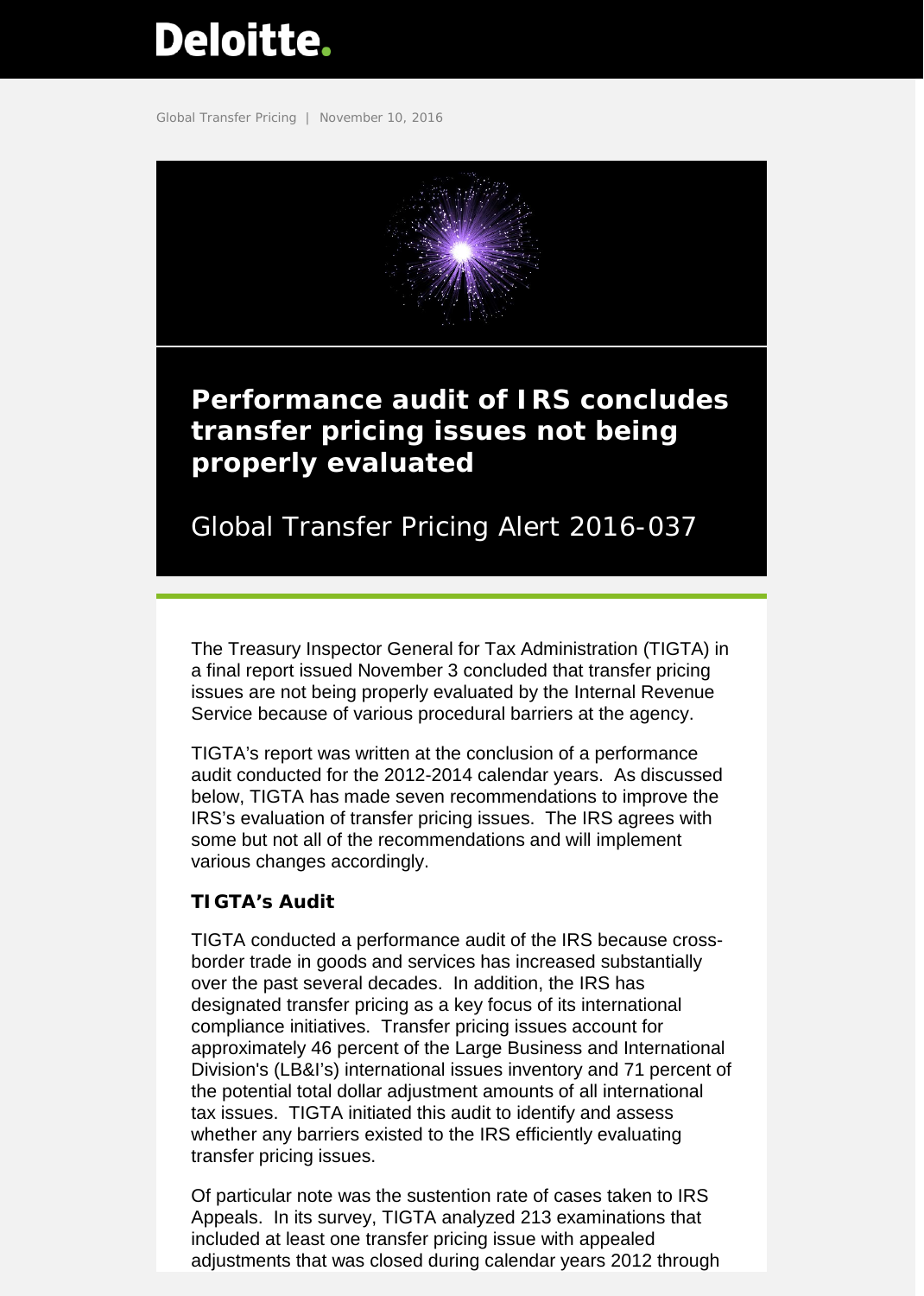Deloitte.

Global Transfer Pricing | November 10, 2016

# Performance audit of IRS concludes transfer pricing issues not being properly evaluated

## Global Transfer Pricing Alert 2016-037

The Treasury Inspector General for Tax Administration (TIGTA) in a final report issued November 3 concluded that transfer pricing issues are not being properly evaluated by the Internal Revenue Service because of various procedural barriers at the agency.

TIGTA's report was written at the conclusion of a performance audit conducted for the 2012-2014 calendar years. As discussed below, TIGTA has made seven recommendations to improve the IRS's evaluation of transfer pricing issues. The IRS agrees with some but not all of the recommendations and will implement various changes accordingly.

### TIGTA's Audit

TIGTA conducted a performance audit of the IRS because cross-border trade in goods and services has increased substantially over the past several decades. In addition, the IRS has designated transfer pricing as a key focus of its international compliance initiatives. Transfer pricing issues account for approximately 46 percent of the Large Business and International Division's (LB&I's) international issues inventory and 71 percent of the potential total dollar adjustment amounts of all international tax issues. TIGTA initiated this audit to identify and assess whether any barriers existed to the IRS efficiently evaluating transfer pricing issues.

Of particular note was the sustention rate of cases taken to IRS Appeals. In its survey, TIGTA analyzed 213 examinations that included at least one transfer pricing issue with appealed adjustments that was closed during calendar years 2012 through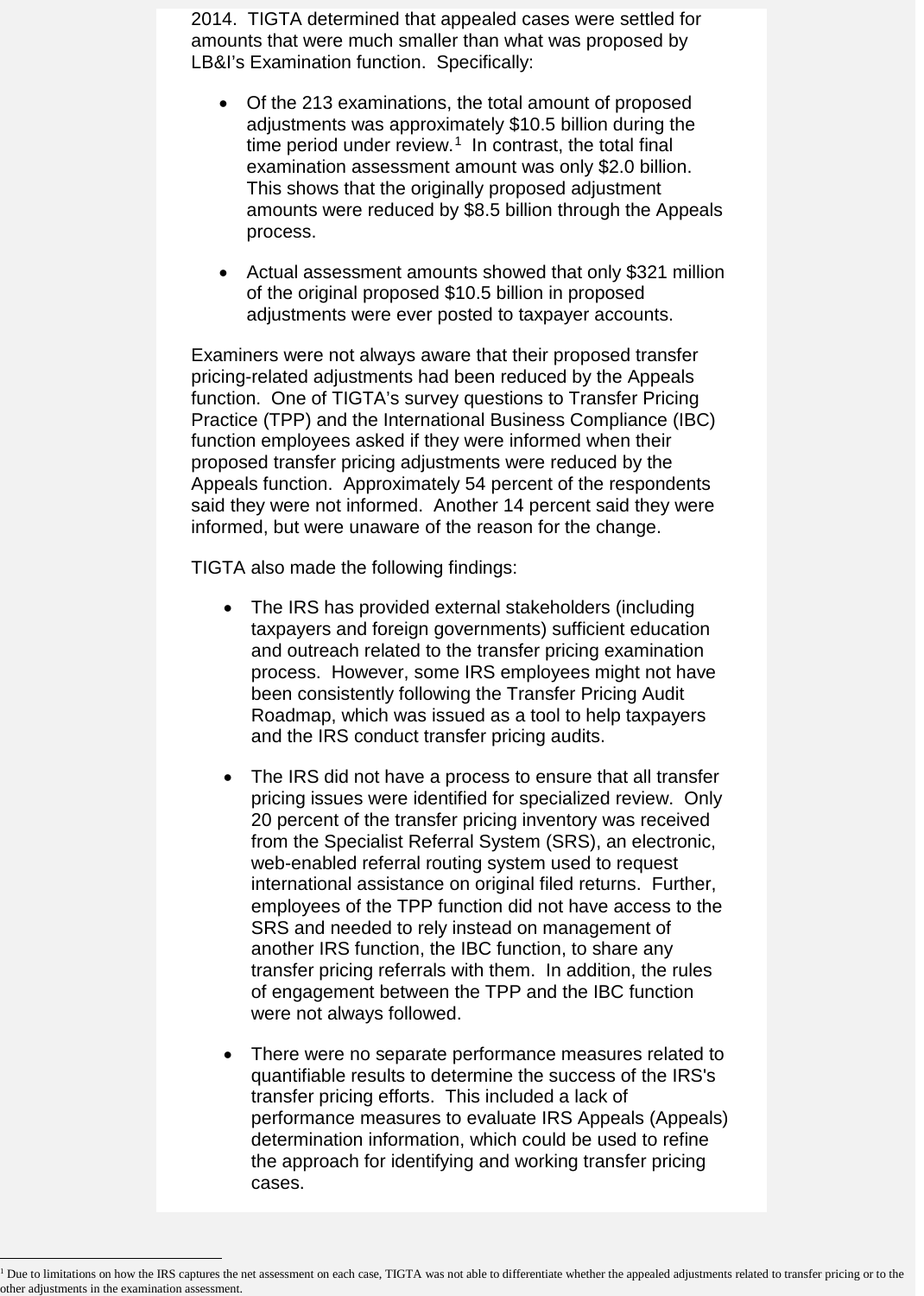2014. TIGTA determined that appealed cases were settled for amounts that were much smaller than what was proposed by LB&I's Examination function. Specifically:

- Of the 213 examinations, the total amount of proposed adjustments was approximately $10.5 billion during the time period under review.[1] In contrast, the total final examination assessment amount was only $2.0 billion. This shows that the originally proposed adjustment amounts were reduced by $8.5 billion through the Appeals process.
- Actual assessment amounts showed that only $321 million of the original proposed $10.5 billion in proposed adjustments were ever posted to taxpayer accounts.

Examiners were not always aware that their proposed transfer pricing-related adjustments had been reduced by the Appeals function. One of TIGTA's survey questions to Transfer Pricing Practice (TPP) and the International Business Compliance (IBC) function employees asked if they were informed when their proposed transfer pricing adjustments were reduced by the Appeals function. Approximately 54 percent of the respondents said they were not informed. Another 14 percent said they were informed, but were unaware of the reason for the change.

TIGTA also made the following findings:

- The IRS has provided external stakeholders (including taxpayers and foreign governments) sufficient education and outreach related to the transfer pricing examination process. However, some IRS employees might not have been consistently following the Transfer Pricing Audit Roadmap, which was issued as a tool to help taxpayers and the IRS conduct transfer pricing audits.
- The IRS did not have a process to ensure that all transfer pricing issues were identified for specialized review. Only 20 percent of the transfer pricing inventory was received from the Specialist Referral System (SRS), an electronic, web-enabled referral routing system used to request international assistance on original filed returns. Further, employees of the TPP function did not have access to the SRS and needed to rely instead on management of another IRS function, the IBC function, to share any transfer pricing referrals with them. In addition, the rules of engagement between the TPP and the IBC function were not always followed.
- There were no separate performance measures related to quantifiable results to determine the success of the IRS's transfer pricing efforts. This included a lack of performance measures to evaluate IRS Appeals (Appeals) determination information, which could be used to refine the approach for identifying and working transfer pricing cases.

[1] Due to limitations on how the IRS captures the net assessment on each case, TIGTA was not able to differentiate whether the appealed adjustments related to transfer pricing or to the other adjustments in the examination assessment.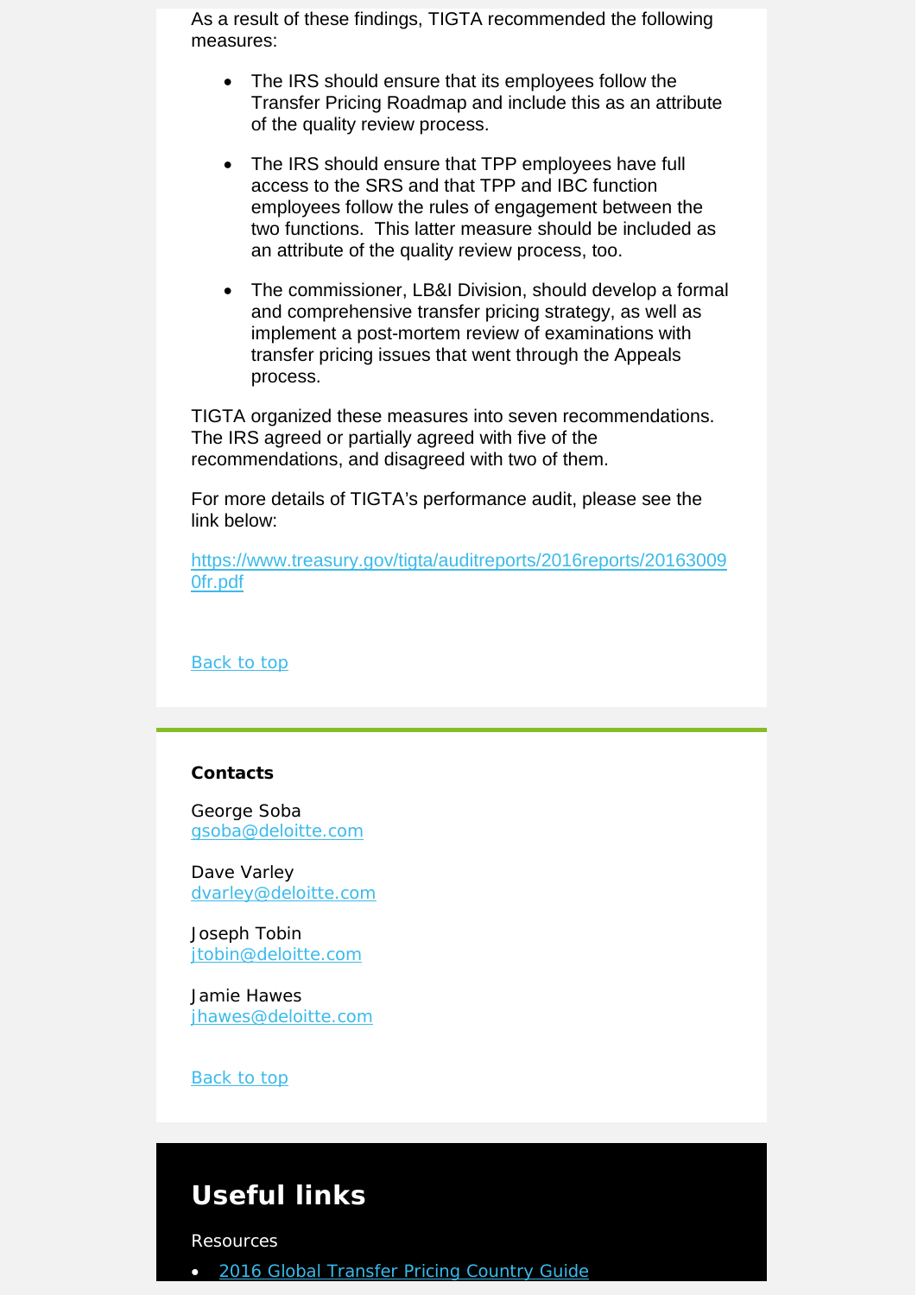As a result of these findings, TIGTA recommended the following measures:

- The IRS should ensure that its employees follow the Transfer Pricing Roadmap and include this as an attribute of the quality review process.
- The IRS should ensure that TPP employees have full access to the SRS and that TPP and IBC function employees follow the rules of engagement between the two functions. This latter measure should be included as an attribute of the quality review process, too.
- The commissioner, LB&I Division, should develop a formal and comprehensive transfer pricing strategy, as well as implement a post-mortem review of examinations with transfer pricing issues that went through the Appeals process.

TIGTA organized these measures into seven recommendations. The IRS agreed or partially agreed with five of the recommendations, and disagreed with two of them.

For more details of TIGTA's performance audit, please see the link below:

https://www.treasury.gov/tigta/auditreports/2016reports/201630090fr.pdf

Back to top

**Contacts**

George Soba
gsoba@deloitte.com

Dave Varley
dvarley@deloitte.com

Joseph Tobin
jtobin@deloitte.com

Jamie Hawes
jhawes@deloitte.com

Back to top

## Useful links

Resources

- 2016 Global Transfer Pricing Country Guide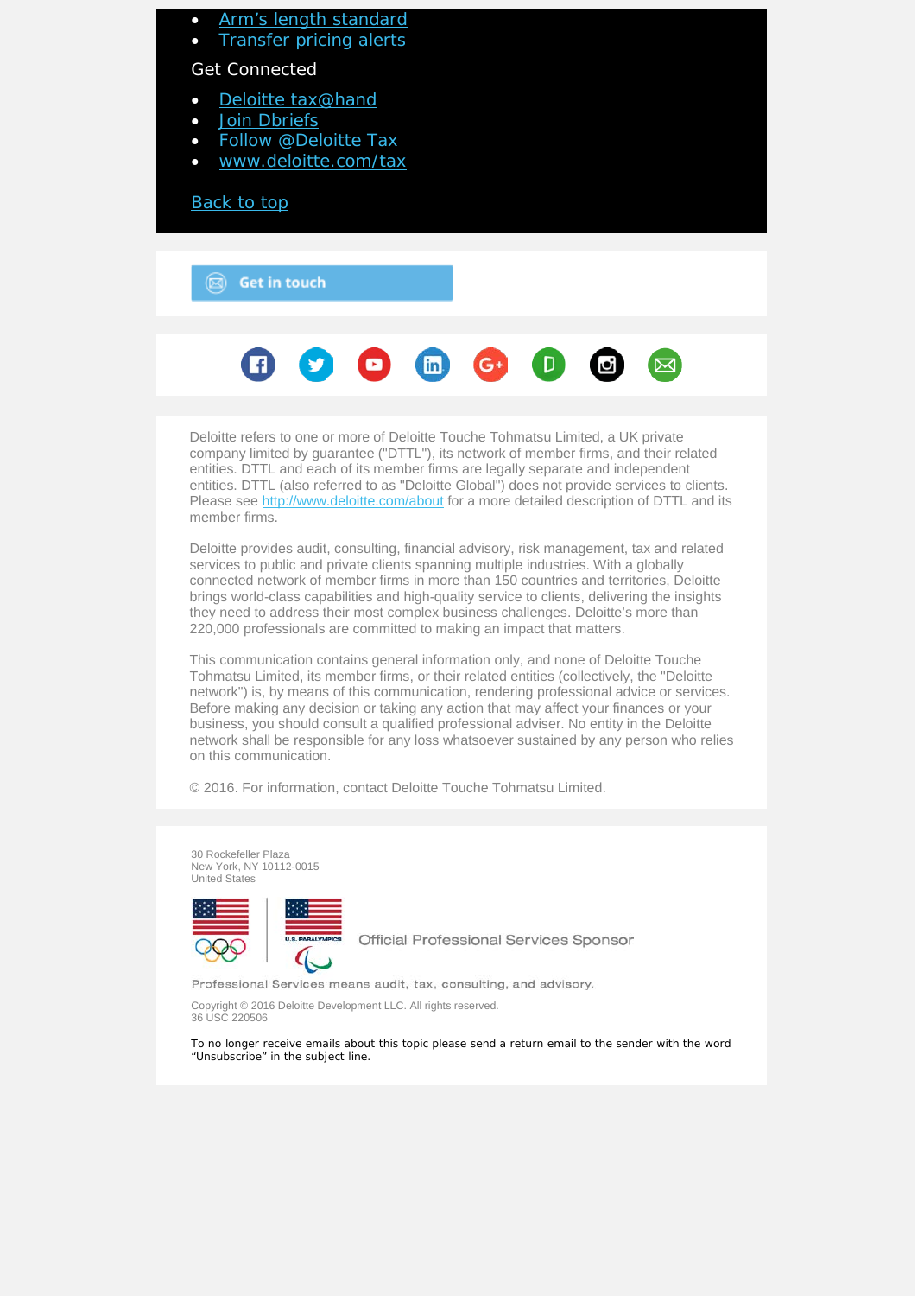- Arm's length standard
- Transfer pricing alerts

Get Connected

- Deloitte tax@hand
- Join Dbriefs
- Follow @Deloitte Tax
- www.deloitte.com/tax

Back to top

Get in touch

Deloitte refers to one or more of Deloitte Touche Tohmatsu Limited, a UK private company limited by guarantee ("DTTL"), its network of member firms, and their related entities. DTTL and each of its member firms are legally separate and independent entities. DTTL (also referred to as "Deloitte Global") does not provide services to clients. Please see http://www.deloitte.com/about for a more detailed description of DTTL and its member firms.

Deloitte provides audit, consulting, financial advisory, risk management, tax and related services to public and private clients spanning multiple industries. With a globally connected network of member firms in more than 150 countries and territories, Deloitte brings world-class capabilities and high-quality service to clients, delivering the insights they need to address their most complex business challenges. Deloitte's more than 220,000 professionals are committed to making an impact that matters.

This communication contains general information only, and none of Deloitte Touche Tohmatsu Limited, its member firms, or their related entities (collectively, the "Deloitte network") is, by means of this communication, rendering professional advice or services. Before making any decision or taking any action that may affect your finances or your business, you should consult a qualified professional adviser. No entity in the Deloitte network shall be responsible for any loss whatsoever sustained by any person who relies on this communication.

© 2016. For information, contact Deloitte Touche Tohmatsu Limited.

30 Rockefeller Plaza
New York, NY 10112-0015
United States

U.S. PARALYMPICS

Official Professional Services Sponsor

Professional Services means audit, tax, consulting, and advisory.

Copyright © 2016 Deloitte Development LLC. All rights reserved.
36 USC 220506

To no longer receive emails about this topic please send a return email to the sender with the word "Unsubscribe" in the subject line.